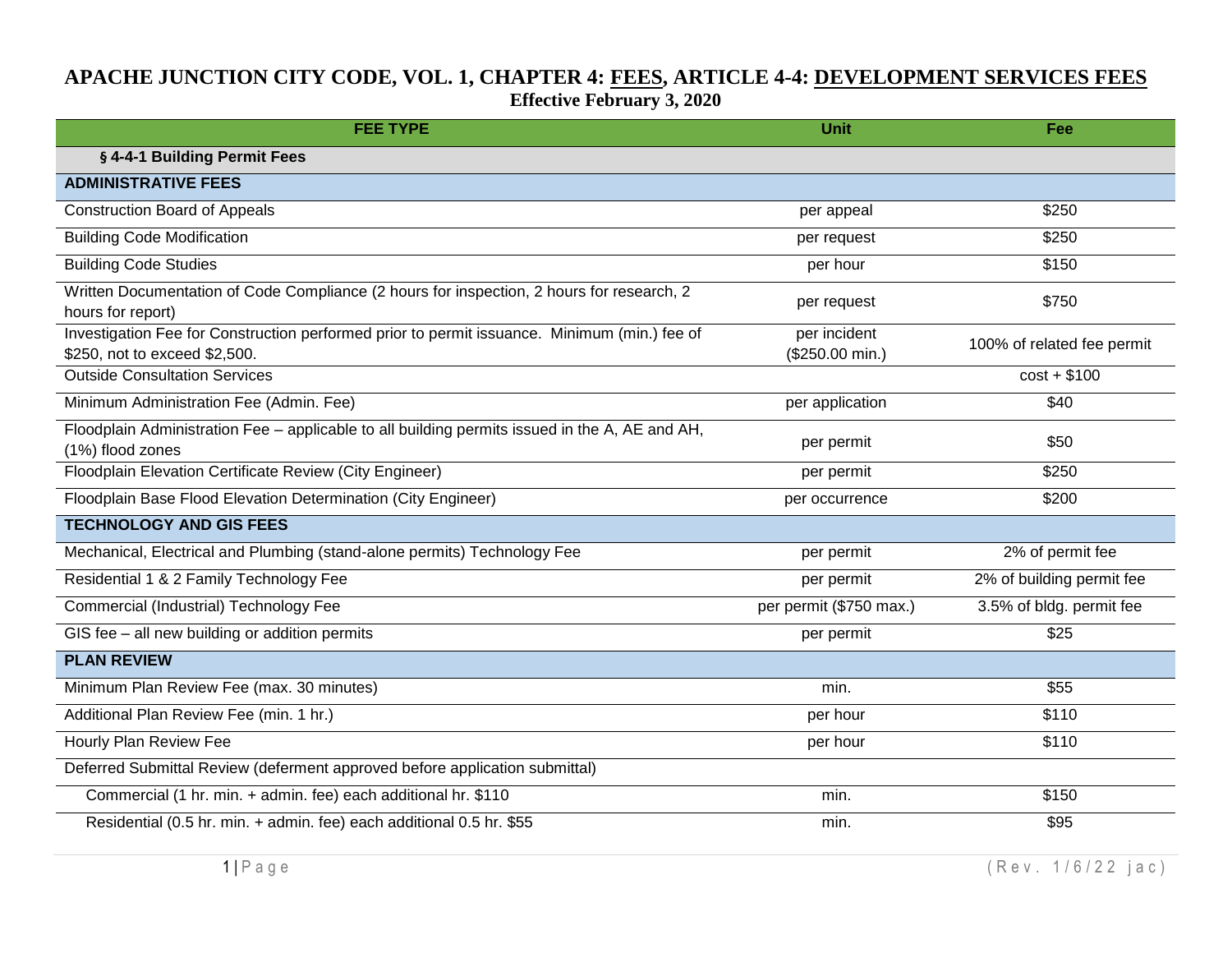# APACHE JUNCTION CITY CODE, VOL. 1, CHAPTER 4: FEES, ARTICLE 4-4: DEVELOPMENT SERVICES FEES

**Effective February 3, 2020**

| FEE TYPE | Unit | Fee |
|---|---|---|
| **§ 4-4-1 Building Permit Fees** | | |
| **ADMINISTRATIVE FEES** | | |
| Construction Board of Appeals | per appeal | $250 |
| Building Code Modification | per request | $250 |
| Building Code Studies | per hour | $150 |
| Written Documentation of Code Compliance (2 hours for inspection, 2 hours for research, 2 hours for report) | per request | $750 |
| Investigation Fee for Construction performed prior to permit issuance. Minimum (min.) fee of $250, not to exceed $2,500. | per incident ($250.00 min.) | 100% of related fee permit |
| Outside Consultation Services | | cost + $100 |
| Minimum Administration Fee (Admin. Fee) | per application | $40 |
| Floodplain Administration Fee – applicable to all building permits issued in the A, AE and AH, (1%) flood zones | per permit | $50 |
| Floodplain Elevation Certificate Review (City Engineer) | per permit | $250 |
| Floodplain Base Flood Elevation Determination (City Engineer) | per occurrence | $200 |
| **TECHNOLOGY AND GIS FEES** | | |
| Mechanical, Electrical and Plumbing (stand-alone permits) Technology Fee | per permit | 2% of permit fee |
| Residential 1 & 2 Family Technology Fee | per permit | 2% of building permit fee |
| Commercial (Industrial) Technology Fee | per permit ($750 max.) | 3.5% of bldg. permit fee |
| GIS fee – all new building or addition permits | per permit | $25 |
| **PLAN REVIEW** | | |
| Minimum Plan Review Fee (max. 30 minutes) | min. | $55 |
| Additional Plan Review Fee (min. 1 hr.) | per hour | $110 |
| Hourly Plan Review Fee | per hour | $110 |
| Deferred Submittal Review (deferment approved before application submittal) | | |
| Commercial (1 hr. min. + admin. fee) each additional hr. $110 | min. | $150 |
| Residential (0.5 hr. min. + admin. fee) each additional 0.5 hr. $55 | min. | $95 |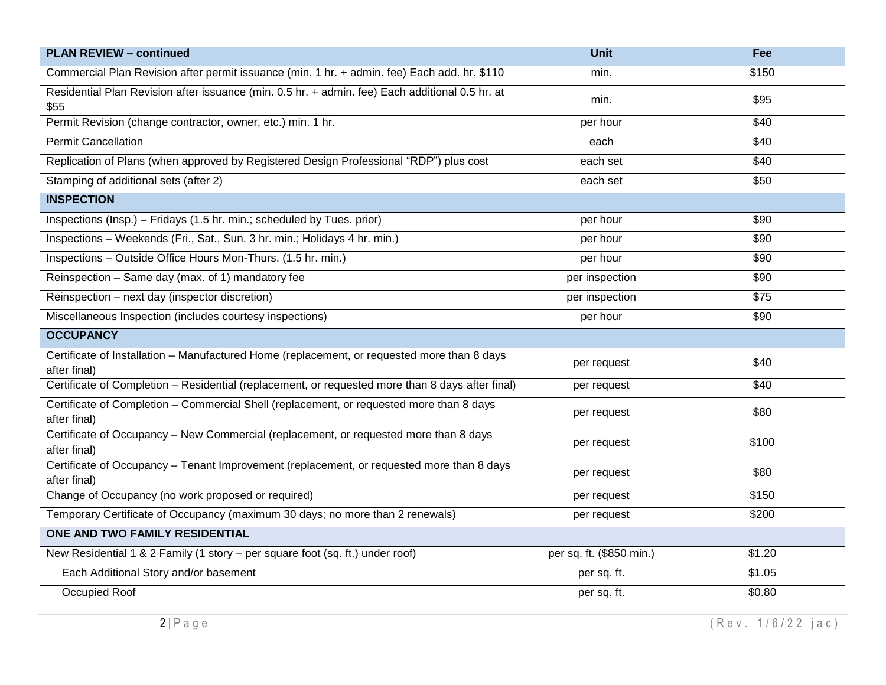| PLAN REVIEW – continued | Unit | Fee |
|---|---|---|
| Commercial Plan Revision after permit issuance (min. 1 hr. + admin. fee) Each add. hr. $110 | min. | $150 |
| Residential Plan Revision after issuance (min. 0.5 hr. + admin. fee) Each additional 0.5 hr. at $55 | min. | $95 |
| Permit Revision (change contractor, owner, etc.) min. 1 hr. | per hour | $40 |
| Permit Cancellation | each | $40 |
| Replication of Plans (when approved by Registered Design Professional "RDP") plus cost | each set | $40 |
| Stamping of additional sets (after 2) | each set | $50 |
| **INSPECTION** | | |
| Inspections (Insp.) – Fridays (1.5 hr. min.; scheduled by Tues. prior) | per hour | $90 |
| Inspections – Weekends (Fri., Sat., Sun. 3 hr. min.; Holidays 4 hr. min.) | per hour | $90 |
| Inspections – Outside Office Hours Mon-Thurs. (1.5 hr. min.) | per hour | $90 |
| Reinspection – Same day (max. of 1) mandatory fee | per inspection | $90 |
| Reinspection – next day (inspector discretion) | per inspection | $75 |
| Miscellaneous Inspection (includes courtesy inspections) | per hour | $90 |
| **OCCUPANCY** | | |
| Certificate of Installation – Manufactured Home (replacement, or requested more than 8 days after final) | per request | $40 |
| Certificate of Completion – Residential (replacement, or requested more than 8 days after final) | per request | $40 |
| Certificate of Completion – Commercial Shell (replacement, or requested more than 8 days after final) | per request | $80 |
| Certificate of Occupancy – New Commercial (replacement, or requested more than 8 days after final) | per request | $100 |
| Certificate of Occupancy – Tenant Improvement (replacement, or requested more than 8 days after final) | per request | $80 |
| Change of Occupancy (no work proposed or required) | per request | $150 |
| Temporary Certificate of Occupancy (maximum 30 days; no more than 2 renewals) | per request | $200 |
| **ONE AND TWO FAMILY RESIDENTIAL** | | |
| New Residential 1 & 2 Family (1 story – per square foot (sq. ft.) under roof) | per sq. ft. ($850 min.) | $1.20 |
| Each Additional Story and/or basement | per sq. ft. | $1.05 |
| Occupied Roof | per sq. ft. | $0.80 |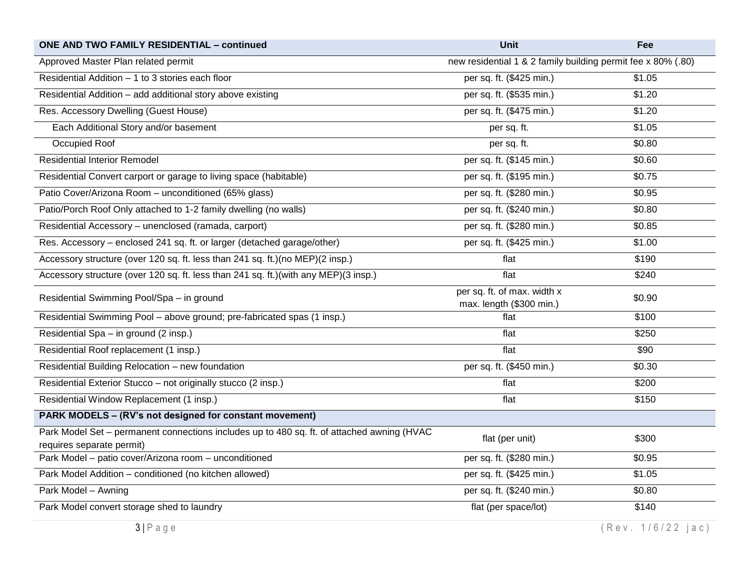| ONE AND TWO FAMILY RESIDENTIAL – continued | Unit | Fee |
| --- | --- | --- |
| Approved Master Plan related permit | new residential 1 & 2 family building permit fee x 80% (.80) | |
| Residential Addition – 1 to 3 stories each floor | per sq. ft. ($425 min.) | $1.05 |
| Residential Addition – add additional story above existing | per sq. ft. ($535 min.) | $1.20 |
| Res. Accessory Dwelling (Guest House) | per sq. ft. ($475 min.) | $1.20 |
| Each Additional Story and/or basement | per sq. ft. | $1.05 |
| Occupied Roof | per sq. ft. | $0.80 |
| Residential Interior Remodel | per sq. ft. ($145 min.) | $0.60 |
| Residential Convert carport or garage to living space (habitable) | per sq. ft. ($195 min.) | $0.75 |
| Patio Cover/Arizona Room – unconditioned (65% glass) | per sq. ft. ($280 min.) | $0.95 |
| Patio/Porch Roof Only attached to 1-2 family dwelling (no walls) | per sq. ft. ($240 min.) | $0.80 |
| Residential Accessory – unenclosed (ramada, carport) | per sq. ft. ($280 min.) | $0.85 |
| Res. Accessory – enclosed 241 sq. ft. or larger (detached garage/other) | per sq. ft. ($425 min.) | $1.00 |
| Accessory structure (over 120 sq. ft. less than 241 sq. ft.)(no MEP)(2 insp.) | flat | $190 |
| Accessory structure (over 120 sq. ft. less than 241 sq. ft.)(with any MEP)(3 insp.) | flat | $240 |
| Residential Swimming Pool/Spa – in ground | per sq. ft. of max. width x max. length ($300 min.) | $0.90 |
| Residential Swimming Pool – above ground; pre-fabricated spas (1 insp.) | flat | $100 |
| Residential Spa – in ground (2 insp.) | flat | $250 |
| Residential Roof replacement (1 insp.) | flat | $90 |
| Residential Building Relocation – new foundation | per sq. ft. ($450 min.) | $0.30 |
| Residential Exterior Stucco – not originally stucco (2 insp.) | flat | $200 |
| Residential Window Replacement (1 insp.) | flat | $150 |
| **PARK MODELS – (RV's not designed for constant movement)** | | |
| Park Model Set – permanent connections includes up to 480 sq. ft. of attached awning (HVAC requires separate permit) | flat (per unit) | $300 |
| Park Model – patio cover/Arizona room – unconditioned | per sq. ft. ($280 min.) | $0.95 |
| Park Model Addition – conditioned (no kitchen allowed) | per sq. ft. ($425 min.) | $1.05 |
| Park Model – Awning | per sq. ft. ($240 min.) | $0.80 |
| Park Model convert storage shed to laundry | flat (per space/lot) | $140 |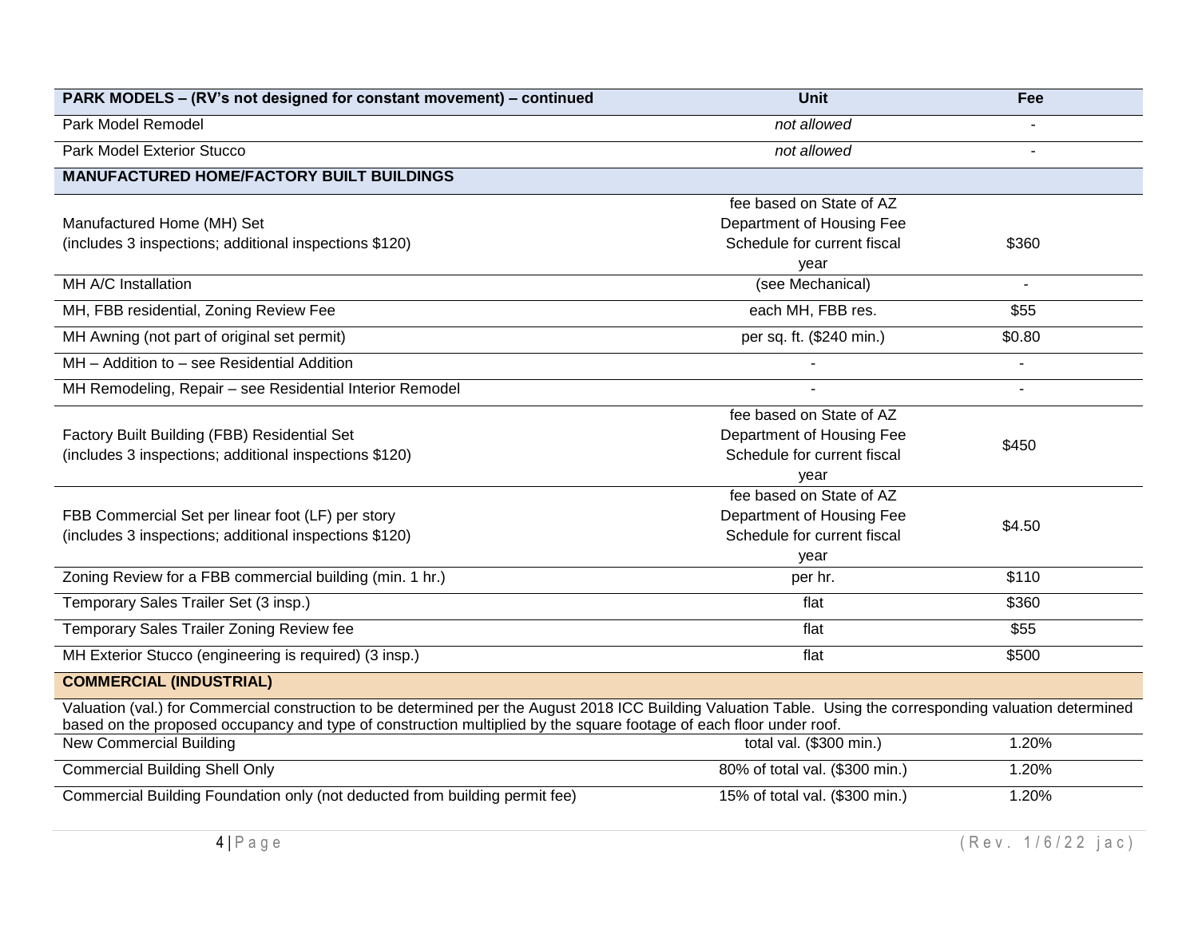| PARK MODELS – (RV's not designed for constant movement) – continued | Unit | Fee |
|---|---|---|
| Park Model Remodel | *not allowed* | - |
| Park Model Exterior Stucco | *not allowed* | - |
| **MANUFACTURED HOME/FACTORY BUILT BUILDINGS** | | |
| Manufactured Home (MH) Set (includes 3 inspections; additional inspections $120) | fee based on State of AZ Department of Housing Fee Schedule for current fiscal year | $360 |
| MH A/C Installation | (see Mechanical) | - |
| MH, FBB residential, Zoning Review Fee | each MH, FBB res. | $55 |
| MH Awning (not part of original set permit) | per sq. ft. ($240 min.) | $0.80 |
| MH – Addition to – see Residential Addition | - | - |
| MH Remodeling, Repair – see Residential Interior Remodel | - | - |
| Factory Built Building (FBB) Residential Set (includes 3 inspections; additional inspections $120) | fee based on State of AZ Department of Housing Fee Schedule for current fiscal year | $450 |
| FBB Commercial Set per linear foot (LF) per story (includes 3 inspections; additional inspections $120) | fee based on State of AZ Department of Housing Fee Schedule for current fiscal year | $4.50 |
| Zoning Review for a FBB commercial building (min. 1 hr.) | per hr. | $110 |
| Temporary Sales Trailer Set (3 insp.) | flat | $360 |
| Temporary Sales Trailer Zoning Review fee | flat | $55 |
| MH Exterior Stucco (engineering is required) (3 insp.) | flat | $500 |
| **COMMERCIAL (INDUSTRIAL)** | | |
| Valuation (val.) for Commercial construction to be determined per the August 2018 ICC Building Valuation Table. Using the corresponding valuation determined based on the proposed occupancy and type of construction multiplied by the square footage of each floor under roof. | | |
| New Commercial Building | total val. ($300 min.) | 1.20% |
| Commercial Building Shell Only | 80% of total val. ($300 min.) | 1.20% |
| Commercial Building Foundation only (not deducted from building permit fee) | 15% of total val. ($300 min.) | 1.20% |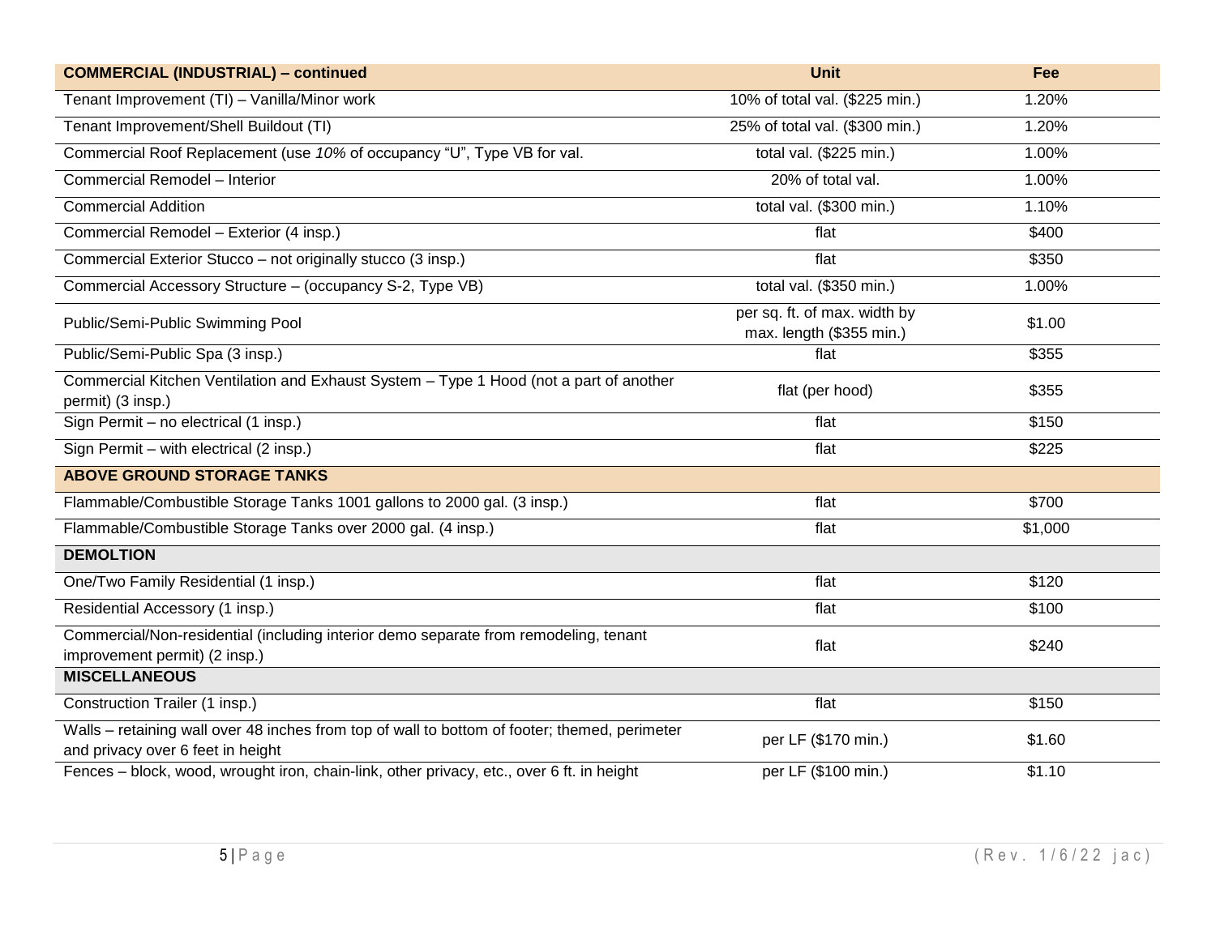| COMMERCIAL (INDUSTRIAL) – continued | Unit | Fee |
|---|---|---|
| Tenant Improvement (TI) – Vanilla/Minor work | 10% of total val. ($225 min.) | 1.20% |
| Tenant Improvement/Shell Buildout (TI) | 25% of total val. ($300 min.) | 1.20% |
| Commercial Roof Replacement (use *10%* of occupancy "U", Type VB for val. | total val. ($225 min.) | 1.00% |
| Commercial Remodel – Interior | 20% of total val. | 1.00% |
| Commercial Addition | total val. ($300 min.) | 1.10% |
| Commercial Remodel – Exterior (4 insp.) | flat | $400 |
| Commercial Exterior Stucco – not originally stucco (3 insp.) | flat | $350 |
| Commercial Accessory Structure – (occupancy S-2, Type VB) | total val. ($350 min.) | 1.00% |
| Public/Semi-Public Swimming Pool | per sq. ft. of max. width by max. length ($355 min.) | $1.00 |
| Public/Semi-Public Spa (3 insp.) | flat | $355 |
| Commercial Kitchen Ventilation and Exhaust System – Type 1 Hood (not a part of another permit) (3 insp.) | flat (per hood) | $355 |
| Sign Permit – no electrical (1 insp.) | flat | $150 |
| Sign Permit – with electrical (2 insp.) | flat | $225 |
| **ABOVE GROUND STORAGE TANKS** | | |
| Flammable/Combustible Storage Tanks 1001 gallons to 2000 gal. (3 insp.) | flat | $700 |
| Flammable/Combustible Storage Tanks over 2000 gal. (4 insp.) | flat | $1,000 |
| **DEMOLTION** | | |
| One/Two Family Residential (1 insp.) | flat | $120 |
| Residential Accessory (1 insp.) | flat | $100 |
| Commercial/Non-residential (including interior demo separate from remodeling, tenant improvement permit) (2 insp.) | flat | $240 |
| **MISCELLANEOUS** | | |
| Construction Trailer (1 insp.) | flat | $150 |
| Walls – retaining wall over 48 inches from top of wall to bottom of footer; themed, perimeter and privacy over 6 feet in height | per LF ($170 min.) | $1.60 |
| Fences – block, wood, wrought iron, chain-link, other privacy, etc., over 6 ft. in height | per LF ($100 min.) | $1.10 |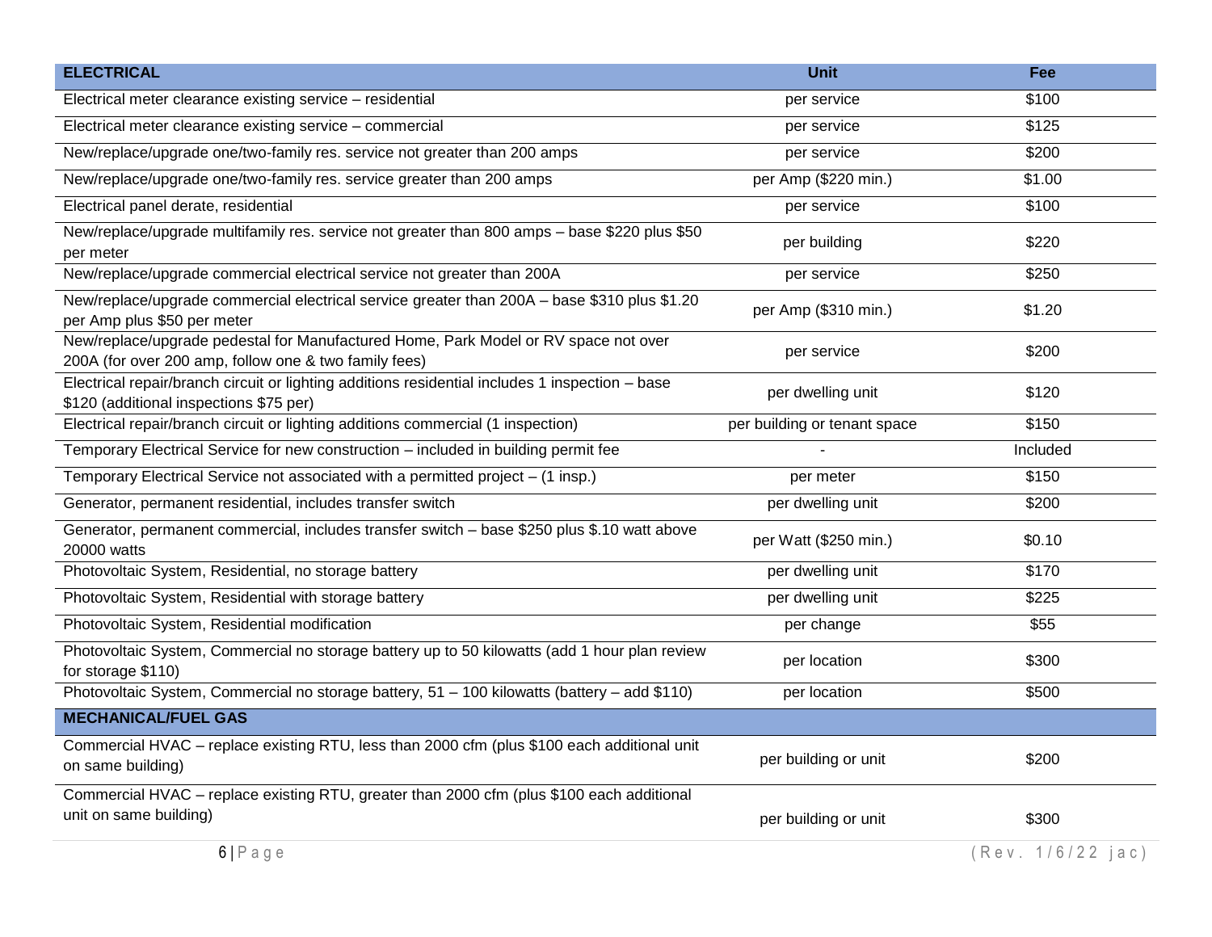| ELECTRICAL | Unit | Fee |
|---|---|---|
| Electrical meter clearance existing service – residential | per service | $100 |
| Electrical meter clearance existing service – commercial | per service | $125 |
| New/replace/upgrade one/two-family res. service not greater than 200 amps | per service | $200 |
| New/replace/upgrade one/two-family res. service greater than 200 amps | per Amp ($220 min.) | $1.00 |
| Electrical panel derate, residential | per service | $100 |
| New/replace/upgrade multifamily res. service not greater than 800 amps – base $220 plus $50 per meter | per building | $220 |
| New/replace/upgrade commercial electrical service not greater than 200A | per service | $250 |
| New/replace/upgrade commercial electrical service greater than 200A – base $310 plus $1.20 per Amp plus $50 per meter | per Amp ($310 min.) | $1.20 |
| New/replace/upgrade pedestal for Manufactured Home, Park Model or RV space not over 200A (for over 200 amp, follow one & two family fees) | per service | $200 |
| Electrical repair/branch circuit or lighting additions residential includes 1 inspection – base $120 (additional inspections $75 per) | per dwelling unit | $120 |
| Electrical repair/branch circuit or lighting additions commercial (1 inspection) | per building or tenant space | $150 |
| Temporary Electrical Service for new construction – included in building permit fee | - | Included |
| Temporary Electrical Service not associated with a permitted project – (1 insp.) | per meter | $150 |
| Generator, permanent residential, includes transfer switch | per dwelling unit | $200 |
| Generator, permanent commercial, includes transfer switch – base $250 plus $.10 watt above 20000 watts | per Watt ($250 min.) | $0.10 |
| Photovoltaic System, Residential, no storage battery | per dwelling unit | $170 |
| Photovoltaic System, Residential with storage battery | per dwelling unit | $225 |
| Photovoltaic System, Residential modification | per change | $55 |
| Photovoltaic System, Commercial no storage battery up to 50 kilowatts (add 1 hour plan review for storage $110) | per location | $300 |
| Photovoltaic System, Commercial no storage battery, 51 – 100 kilowatts (battery – add $110) | per location | $500 |
| **MECHANICAL/FUEL GAS** | | |
| Commercial HVAC – replace existing RTU, less than 2000 cfm (plus $100 each additional unit on same building) | per building or unit | $200 |
| Commercial HVAC – replace existing RTU, greater than 2000 cfm (plus $100 each additional unit on same building) | per building or unit | $300 |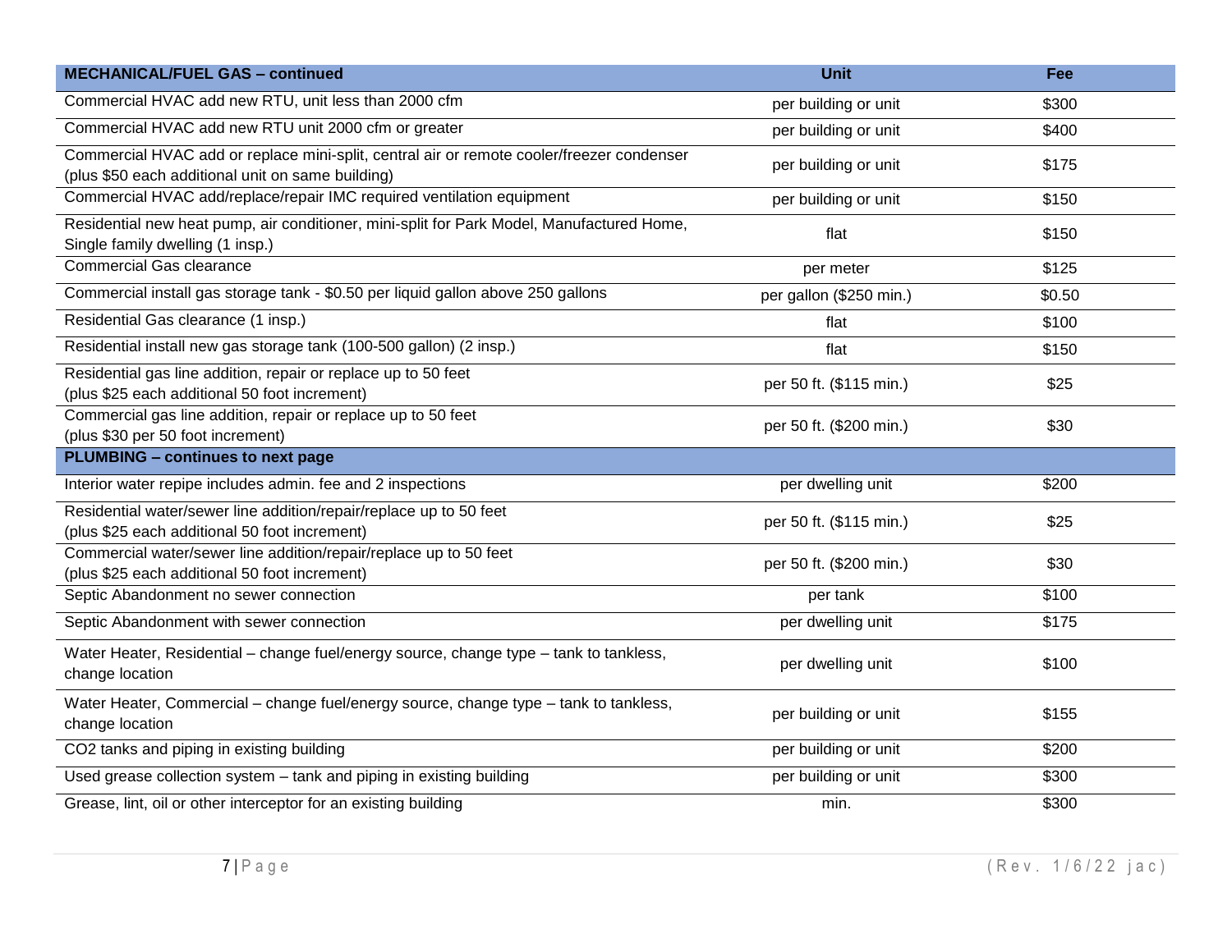| MECHANICAL/FUEL GAS – continued | Unit | Fee |
|---|---|---|
| Commercial HVAC add new RTU, unit less than 2000 cfm | per building or unit | $300 |
| Commercial HVAC add new RTU unit 2000 cfm or greater | per building or unit | $400 |
| Commercial HVAC add or replace mini-split, central air or remote cooler/freezer condenser (plus $50 each additional unit on same building) | per building or unit | $175 |
| Commercial HVAC add/replace/repair IMC required ventilation equipment | per building or unit | $150 |
| Residential new heat pump, air conditioner, mini-split for Park Model, Manufactured Home, Single family dwelling (1 insp.) | flat | $150 |
| Commercial Gas clearance | per meter | $125 |
| Commercial install gas storage tank - $0.50 per liquid gallon above 250 gallons | per gallon ($250 min.) | $0.50 |
| Residential Gas clearance (1 insp.) | flat | $100 |
| Residential install new gas storage tank (100-500 gallon) (2 insp.) | flat | $150 |
| Residential gas line addition, repair or replace up to 50 feet (plus $25 each additional 50 foot increment) | per 50 ft. ($115 min.) | $25 |
| Commercial gas line addition, repair or replace up to 50 feet (plus $30 per 50 foot increment) | per 50 ft. ($200 min.) | $30 |
| **PLUMBING – continues to next page** | | |
| Interior water repipe includes admin. fee and 2 inspections | per dwelling unit | $200 |
| Residential water/sewer line addition/repair/replace up to 50 feet (plus $25 each additional 50 foot increment) | per 50 ft. ($115 min.) | $25 |
| Commercial water/sewer line addition/repair/replace up to 50 feet (plus $25 each additional 50 foot increment) | per 50 ft. ($200 min.) | $30 |
| Septic Abandonment no sewer connection | per tank | $100 |
| Septic Abandonment with sewer connection | per dwelling unit | $175 |
| Water Heater, Residential – change fuel/energy source, change type – tank to tankless, change location | per dwelling unit | $100 |
| Water Heater, Commercial – change fuel/energy source, change type – tank to tankless, change location | per building or unit | $155 |
| CO2 tanks and piping in existing building | per building or unit | $200 |
| Used grease collection system – tank and piping in existing building | per building or unit | $300 |
| Grease, lint, oil or other interceptor for an existing building | min. | $300 |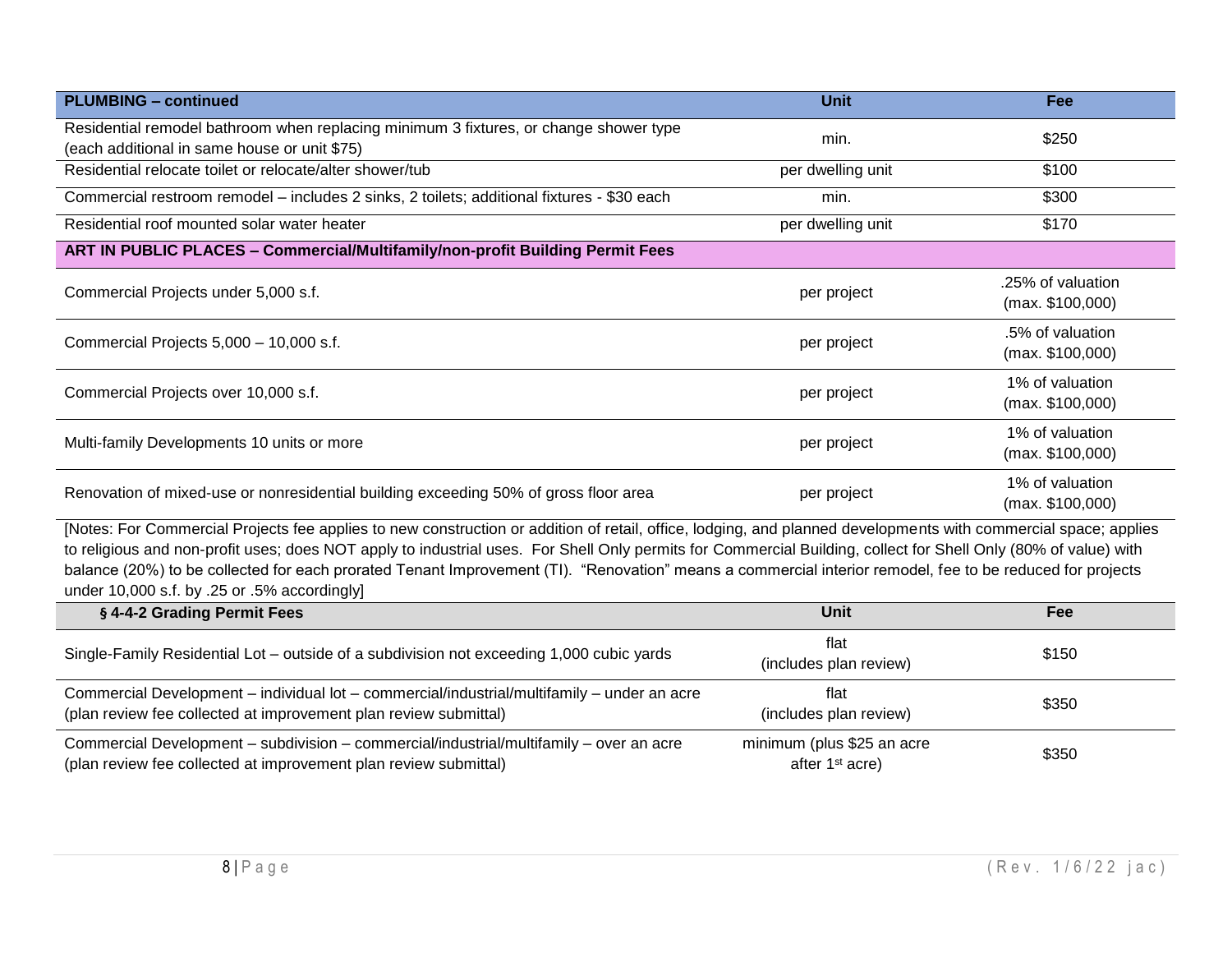| PLUMBING – continued | Unit | Fee |
|---|---|---|
| Residential remodel bathroom when replacing minimum 3 fixtures, or change shower type (each additional in same house or unit $75) | min. | $250 |
| Residential relocate toilet or relocate/alter shower/tub | per dwelling unit | $100 |
| Commercial restroom remodel – includes 2 sinks, 2 toilets; additional fixtures - $30 each | min. | $300 |
| Residential roof mounted solar water heater | per dwelling unit | $170 |
| **ART IN PUBLIC PLACES – Commercial/Multifamily/non-profit Building Permit Fees** | | |
| Commercial Projects under 5,000 s.f. | per project | .25% of valuation (max. $100,000) |
| Commercial Projects 5,000 – 10,000 s.f. | per project | .5% of valuation (max. $100,000) |
| Commercial Projects over 10,000 s.f. | per project | 1% of valuation (max. $100,000) |
| Multi-family Developments 10 units or more | per project | 1% of valuation (max. $100,000) |
| Renovation of mixed-use or nonresidential building exceeding 50% of gross floor area | per project | 1% of valuation (max. $100,000) |

[Notes: For Commercial Projects fee applies to new construction or addition of retail, office, lodging, and planned developments with commercial space; applies to religious and non-profit uses; does NOT apply to industrial uses. For Shell Only permits for Commercial Building, collect for Shell Only (80% of value) with balance (20%) to be collected for each prorated Tenant Improvement (TI). "Renovation" means a commercial interior remodel, fee to be reduced for projects under 10,000 s.f. by .25 or .5% accordingly]

| § 4-4-2 Grading Permit Fees | Unit | Fee |
|---|---|---|
| Single-Family Residential Lot – outside of a subdivision not exceeding 1,000 cubic yards | flat (includes plan review) | $150 |
| Commercial Development – individual lot – commercial/industrial/multifamily – under an acre (plan review fee collected at improvement plan review submittal) | flat (includes plan review) | $350 |
| Commercial Development – subdivision – commercial/industrial/multifamily – over an acre (plan review fee collected at improvement plan review submittal) | minimum (plus $25 an acre after 1st acre) | $350 |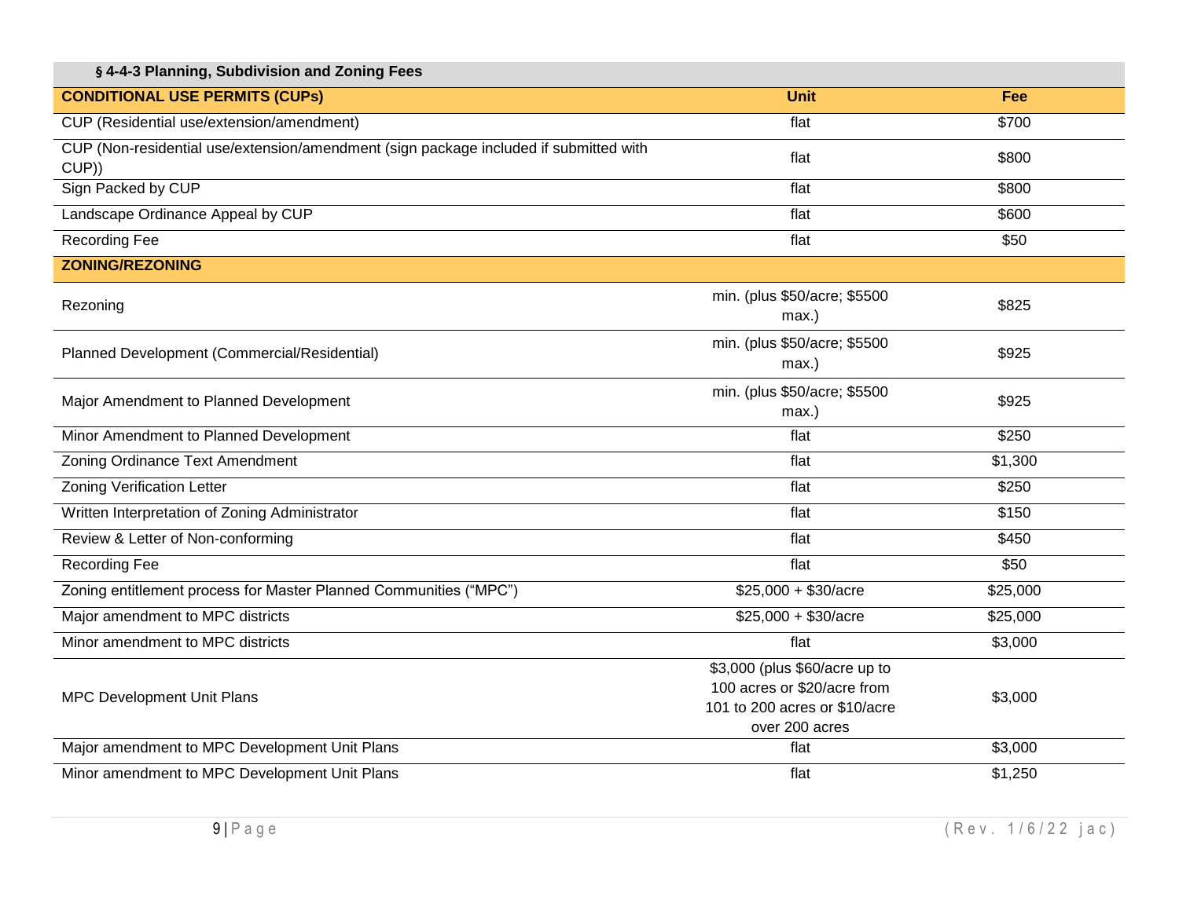### § 4-4-3 Planning, Subdivision and Zoning Fees

| CONDITIONAL USE PERMITS (CUPs) | Unit | Fee |
|---|---|---|
| CUP (Residential use/extension/amendment) | flat | $700 |
| CUP (Non-residential use/extension/amendment (sign package included if submitted with CUP)) | flat | $800 |
| Sign Packed by CUP | flat | $800 |
| Landscape Ordinance Appeal by CUP | flat | $600 |
| Recording Fee | flat | $50 |
| **ZONING/REZONING** | | |
| Rezoning | min. (plus $50/acre; $5500 max.) | $825 |
| Planned Development (Commercial/Residential) | min. (plus $50/acre; $5500 max.) | $925 |
| Major Amendment to Planned Development | min. (plus $50/acre; $5500 max.) | $925 |
| Minor Amendment to Planned Development | flat | $250 |
| Zoning Ordinance Text Amendment | flat | $1,300 |
| Zoning Verification Letter | flat | $250 |
| Written Interpretation of Zoning Administrator | flat | $150 |
| Review & Letter of Non-conforming | flat | $450 |
| Recording Fee | flat | $50 |
| Zoning entitlement process for Master Planned Communities ("MPC") | $25,000 + $30/acre | $25,000 |
| Major amendment to MPC districts | $25,000 + $30/acre | $25,000 |
| Minor amendment to MPC districts | flat | $3,000 |
| MPC Development Unit Plans | $3,000 (plus $60/acre up to 100 acres or $20/acre from 101 to 200 acres or $10/acre over 200 acres | $3,000 |
| Major amendment to MPC Development Unit Plans | flat | $3,000 |
| Minor amendment to MPC Development Unit Plans | flat | $1,250 |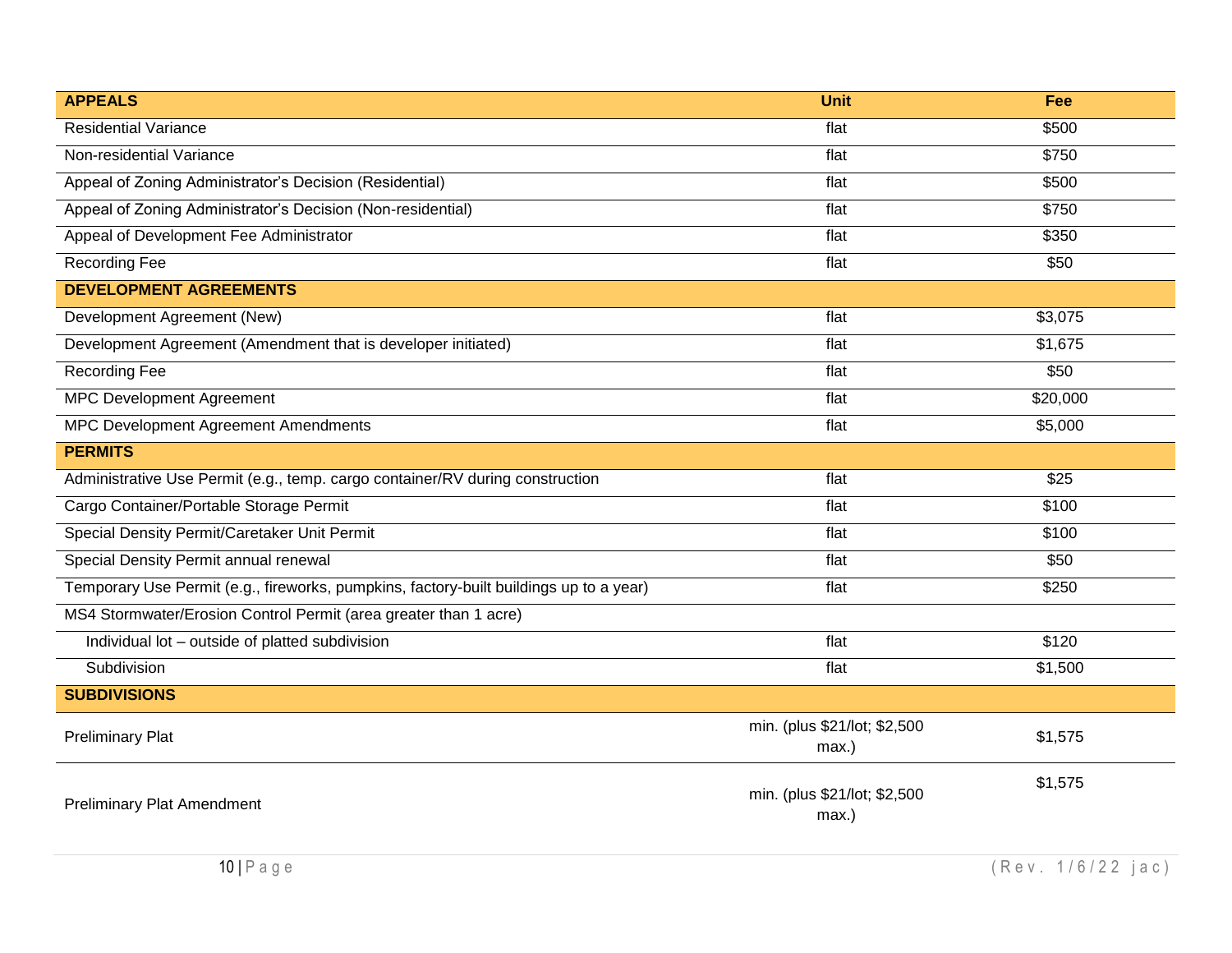| APPEALS | Unit | Fee |
|---|---|---|
| Residential Variance | flat | $500 |
| Non-residential Variance | flat | $750 |
| Appeal of Zoning Administrator's Decision (Residential) | flat | $500 |
| Appeal of Zoning Administrator's Decision (Non-residential) | flat | $750 |
| Appeal of Development Fee Administrator | flat | $350 |
| Recording Fee | flat | $50 |
| **DEVELOPMENT AGREEMENTS** | | |
| Development Agreement (New) | flat | $3,075 |
| Development Agreement (Amendment that is developer initiated) | flat | $1,675 |
| Recording Fee | flat | $50 |
| MPC Development Agreement | flat | $20,000 |
| MPC Development Agreement Amendments | flat | $5,000 |
| **PERMITS** | | |
| Administrative Use Permit (e.g., temp. cargo container/RV during construction | flat | $25 |
| Cargo Container/Portable Storage Permit | flat | $100 |
| Special Density Permit/Caretaker Unit Permit | flat | $100 |
| Special Density Permit annual renewal | flat | $50 |
| Temporary Use Permit (e.g., fireworks, pumpkins, factory-built buildings up to a year) | flat | $250 |
| MS4 Stormwater/Erosion Control Permit (area greater than 1 acre) | | |
| Individual lot – outside of platted subdivision | flat | $120 |
| Subdivision | flat | $1,500 |
| **SUBDIVISIONS** | | |
| Preliminary Plat | min. (plus $21/lot; $2,500 max.) | $1,575 |
| Preliminary Plat Amendment | min. (plus $21/lot; $2,500 max.) | $1,575 |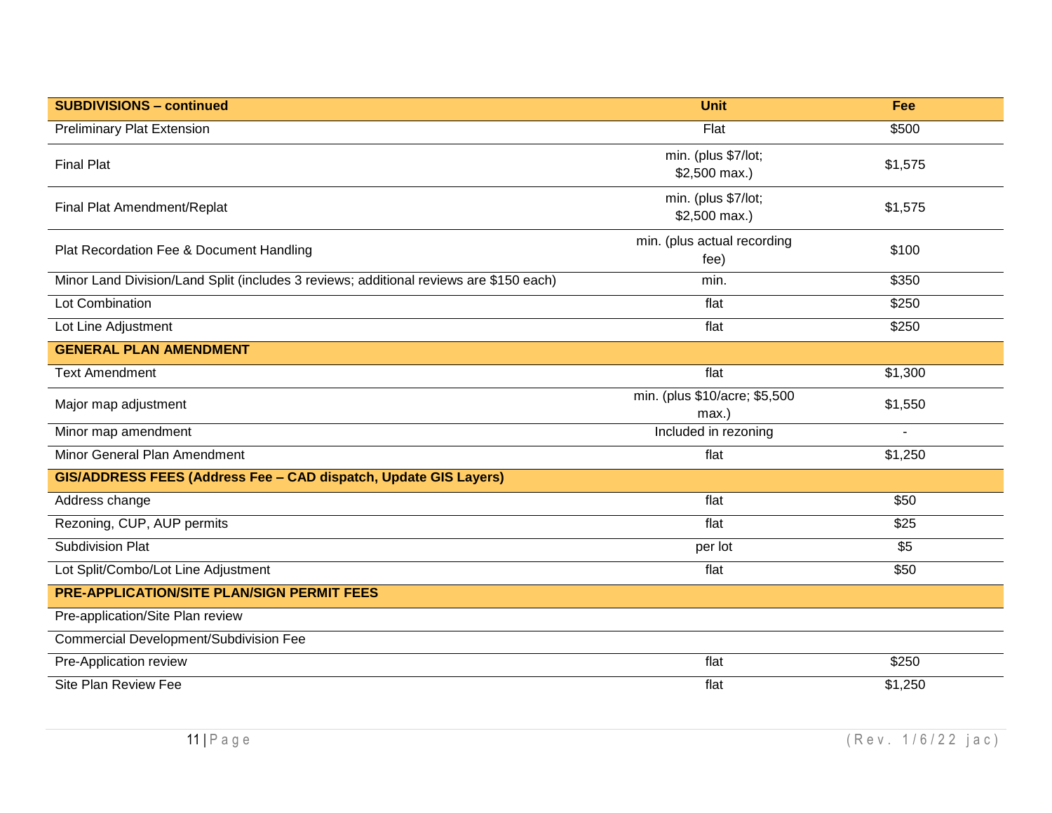| SUBDIVISIONS – continued | Unit | Fee |
|---|---|---|
| Preliminary Plat Extension | Flat | $500 |
| Final Plat | min. (plus $7/lot; $2,500 max.) | $1,575 |
| Final Plat Amendment/Replat | min. (plus $7/lot; $2,500 max.) | $1,575 |
| Plat Recordation Fee & Document Handling | min. (plus actual recording fee) | $100 |
| Minor Land Division/Land Split (includes 3 reviews; additional reviews are $150 each) | min. | $350 |
| Lot Combination | flat | $250 |
| Lot Line Adjustment | flat | $250 |
| **GENERAL PLAN AMENDMENT** | | |
| Text Amendment | flat | $1,300 |
| Major map adjustment | min. (plus $10/acre; $5,500 max.) | $1,550 |
| Minor map amendment | Included in rezoning | - |
| Minor General Plan Amendment | flat | $1,250 |
| **GIS/ADDRESS FEES (Address Fee – CAD dispatch, Update GIS Layers)** | | |
| Address change | flat | $50 |
| Rezoning, CUP, AUP permits | flat | $25 |
| Subdivision Plat | per lot | $5 |
| Lot Split/Combo/Lot Line Adjustment | flat | $50 |
| **PRE-APPLICATION/SITE PLAN/SIGN PERMIT FEES** | | |
| Pre-application/Site Plan review | | |
| Commercial Development/Subdivision Fee | | |
| Pre-Application review | flat | $250 |
| Site Plan Review Fee | flat | $1,250 |

(Rev. 1/6/22 jac)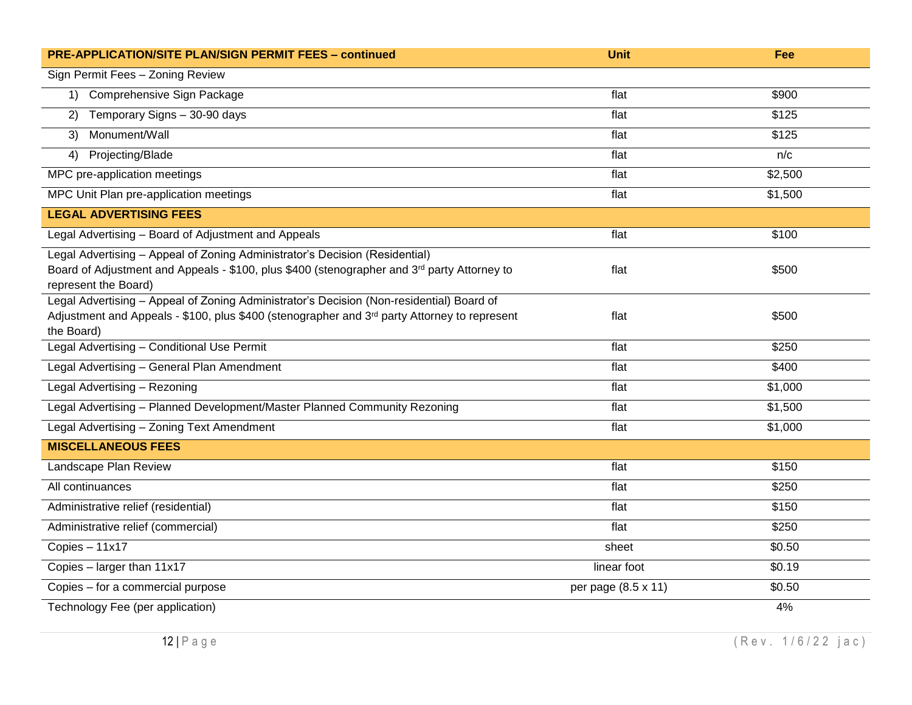| PRE-APPLICATION/SITE PLAN/SIGN PERMIT FEES – continued | Unit | Fee |
|---|---|---|
| Sign Permit Fees – Zoning Review | | |
| 1) Comprehensive Sign Package | flat | $900 |
| 2) Temporary Signs – 30-90 days | flat | $125 |
| 3) Monument/Wall | flat | $125 |
| 4) Projecting/Blade | flat | n/c |
| MPC pre-application meetings | flat | $2,500 |
| MPC Unit Plan pre-application meetings | flat | $1,500 |
| **LEGAL ADVERTISING FEES** | | |
| Legal Advertising – Board of Adjustment and Appeals | flat | $100 |
| Legal Advertising – Appeal of Zoning Administrator's Decision (Residential) Board of Adjustment and Appeals - $100, plus $400 (stenographer and 3rd party Attorney to represent the Board) | flat | $500 |
| Legal Advertising – Appeal of Zoning Administrator's Decision (Non-residential) Board of Adjustment and Appeals - $100, plus $400 (stenographer and 3rd party Attorney to represent the Board) | flat | $500 |
| Legal Advertising – Conditional Use Permit | flat | $250 |
| Legal Advertising – General Plan Amendment | flat | $400 |
| Legal Advertising – Rezoning | flat | $1,000 |
| Legal Advertising – Planned Development/Master Planned Community Rezoning | flat | $1,500 |
| Legal Advertising – Zoning Text Amendment | flat | $1,000 |
| **MISCELLANEOUS FEES** | | |
| Landscape Plan Review | flat | $150 |
| All continuances | flat | $250 |
| Administrative relief (residential) | flat | $150 |
| Administrative relief (commercial) | flat | $250 |
| Copies – 11x17 | sheet | $0.50 |
| Copies – larger than 11x17 | linear foot | $0.19 |
| Copies – for a commercial purpose | per page (8.5 x 11) | $0.50 |
| Technology Fee (per application) | | 4% |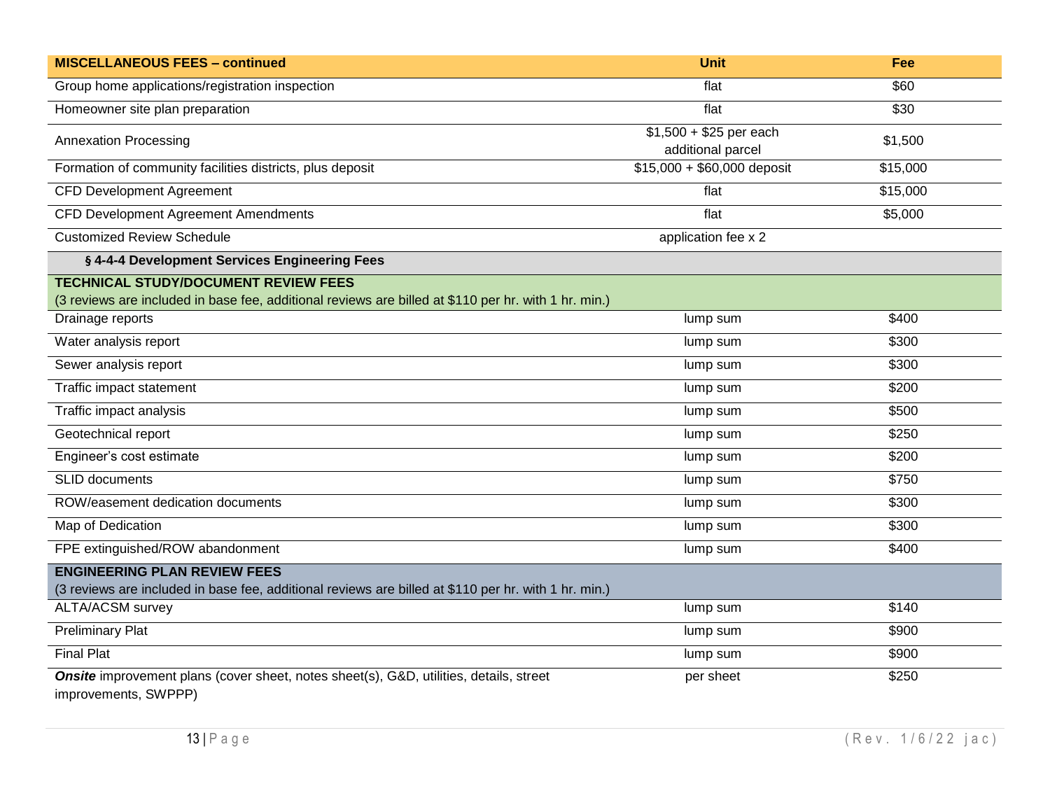| MISCELLANEOUS FEES – continued | Unit | Fee |
|---|---|---|
| Group home applications/registration inspection | flat | $60 |
| Homeowner site plan preparation | flat | $30 |
| Annexation Processing | $1,500 + $25 per each additional parcel | $1,500 |
| Formation of community facilities districts, plus deposit | $15,000 + $60,000 deposit | $15,000 |
| CFD Development Agreement | flat | $15,000 |
| CFD Development Agreement Amendments | flat | $5,000 |
| Customized Review Schedule | application fee x 2 | |
| **§ 4-4-4 Development Services Engineering Fees** | | |
| **TECHNICAL STUDY/DOCUMENT REVIEW FEES** (3 reviews are included in base fee, additional reviews are billed at $110 per hr. with 1 hr. min.) | | |
| Drainage reports | lump sum | $400 |
| Water analysis report | lump sum | $300 |
| Sewer analysis report | lump sum | $300 |
| Traffic impact statement | lump sum | $200 |
| Traffic impact analysis | lump sum | $500 |
| Geotechnical report | lump sum | $250 |
| Engineer's cost estimate | lump sum | $200 |
| SLID documents | lump sum | $750 |
| ROW/easement dedication documents | lump sum | $300 |
| Map of Dedication | lump sum | $300 |
| FPE extinguished/ROW abandonment | lump sum | $400 |
| **ENGINEERING PLAN REVIEW FEES** (3 reviews are included in base fee, additional reviews are billed at $110 per hr. with 1 hr. min.) | | |
| ALTA/ACSM survey | lump sum | $140 |
| Preliminary Plat | lump sum | $900 |
| Final Plat | lump sum | $900 |
| ***Onsite*** improvement plans (cover sheet, notes sheet(s), G&D, utilities, details, street improvements, SWPPP) | per sheet | $250 |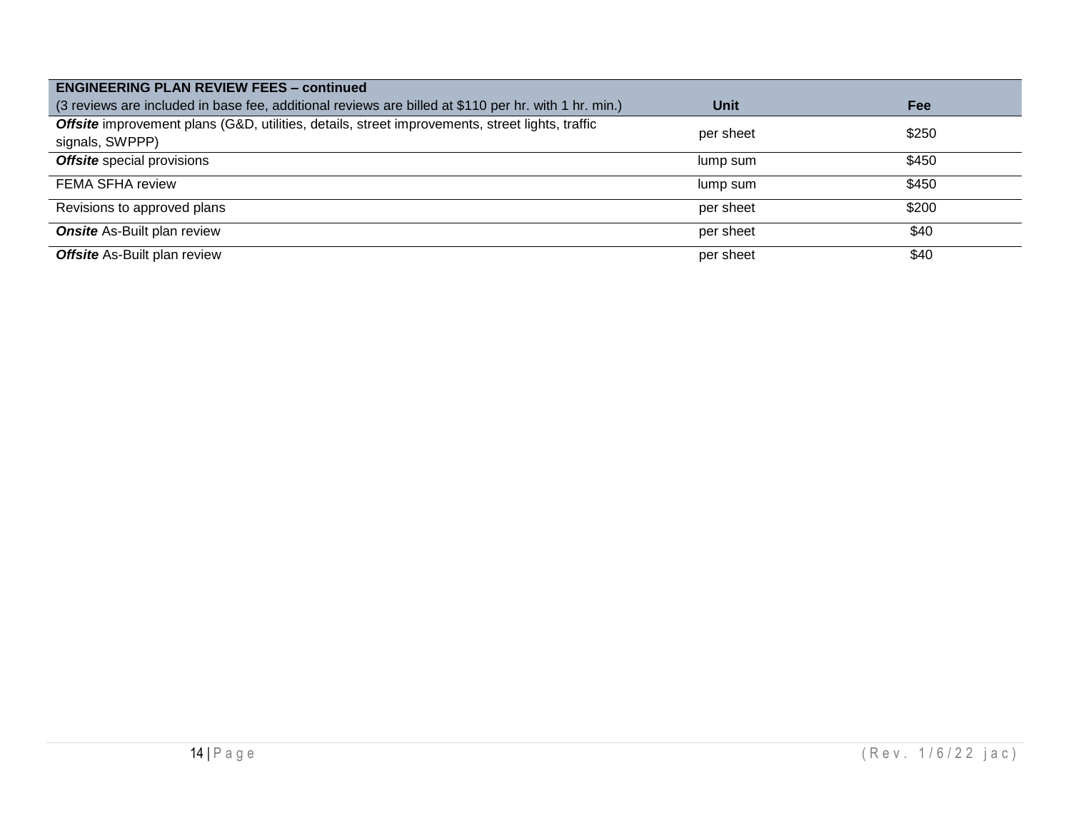| **ENGINEERING PLAN REVIEW FEES – continued** (3 reviews are included in base fee, additional reviews are billed at $110 per hr. with 1 hr. min.) | **Unit** | **Fee** |
|---|---|---|
| ***Offsite*** improvement plans (G&D, utilities, details, street improvements, street lights, traffic signals, SWPPP) | per sheet | $250 |
| ***Offsite*** special provisions | lump sum | $450 |
| FEMA SFHA review | lump sum | $450 |
| Revisions to approved plans | per sheet | $200 |
| ***Onsite*** As-Built plan review | per sheet | $40 |
| ***Offsite*** As-Built plan review | per sheet | $40 |

(Rev. 1/6/22 jac)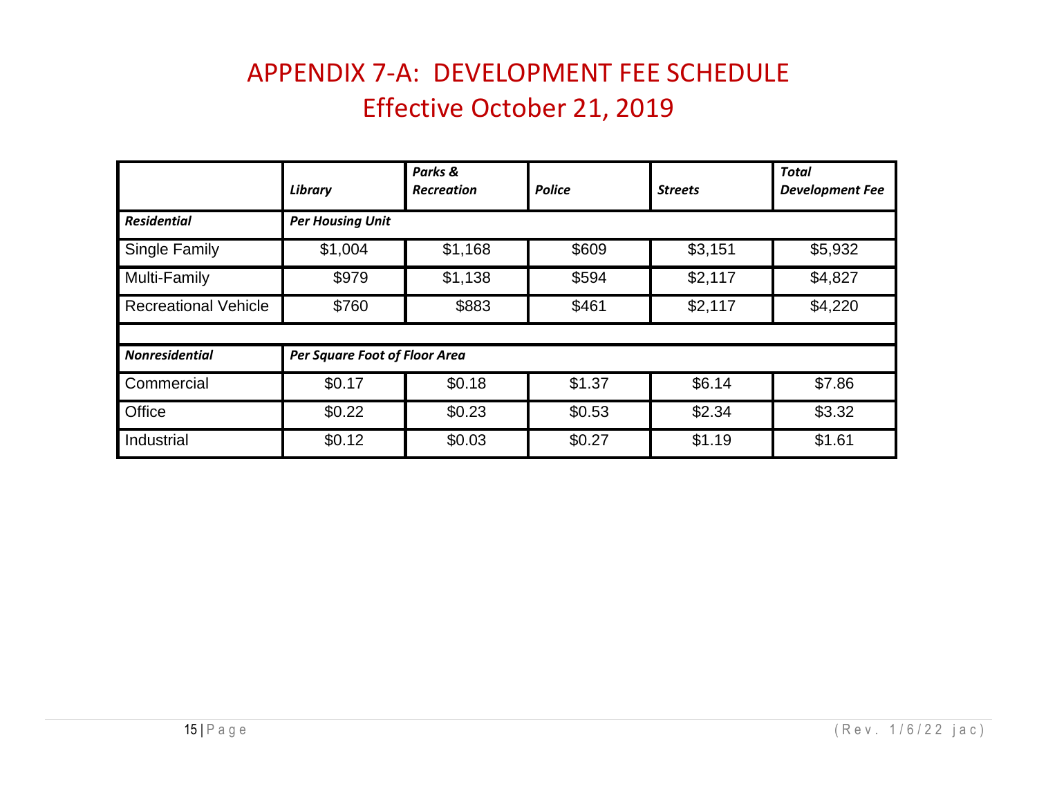# APPENDIX 7-A: DEVELOPMENT FEE SCHEDULE
## Effective October 21, 2019

| | *Library* | *Parks & Recreation* | *Police* | *Streets* | *Total Development Fee* |
|---|---|---|---|---|---|
| ***Residential*** | ***Per Housing Unit*** | | | | |
| Single Family | $1,004 | $1,168 | $609 | $3,151 | $5,932 |
| Multi-Family | $979 | $1,138 | $594 | $2,117 | $4,827 |
| Recreational Vehicle | $760 | $883 | $461 | $2,117 | $4,220 |
| | | | | | |
| ***Nonresidential*** | ***Per Square Foot of Floor Area*** | | | | |
| Commercial | $0.17 | $0.18 | $1.37 | $6.14 | $7.86 |
| Office | $0.22 | $0.23 | $0.53 | $2.34 | $3.32 |
| Industrial | $0.12 | $0.03 | $0.27 | $1.19 | $1.61 |

(Rev. 1/6/22 jac)